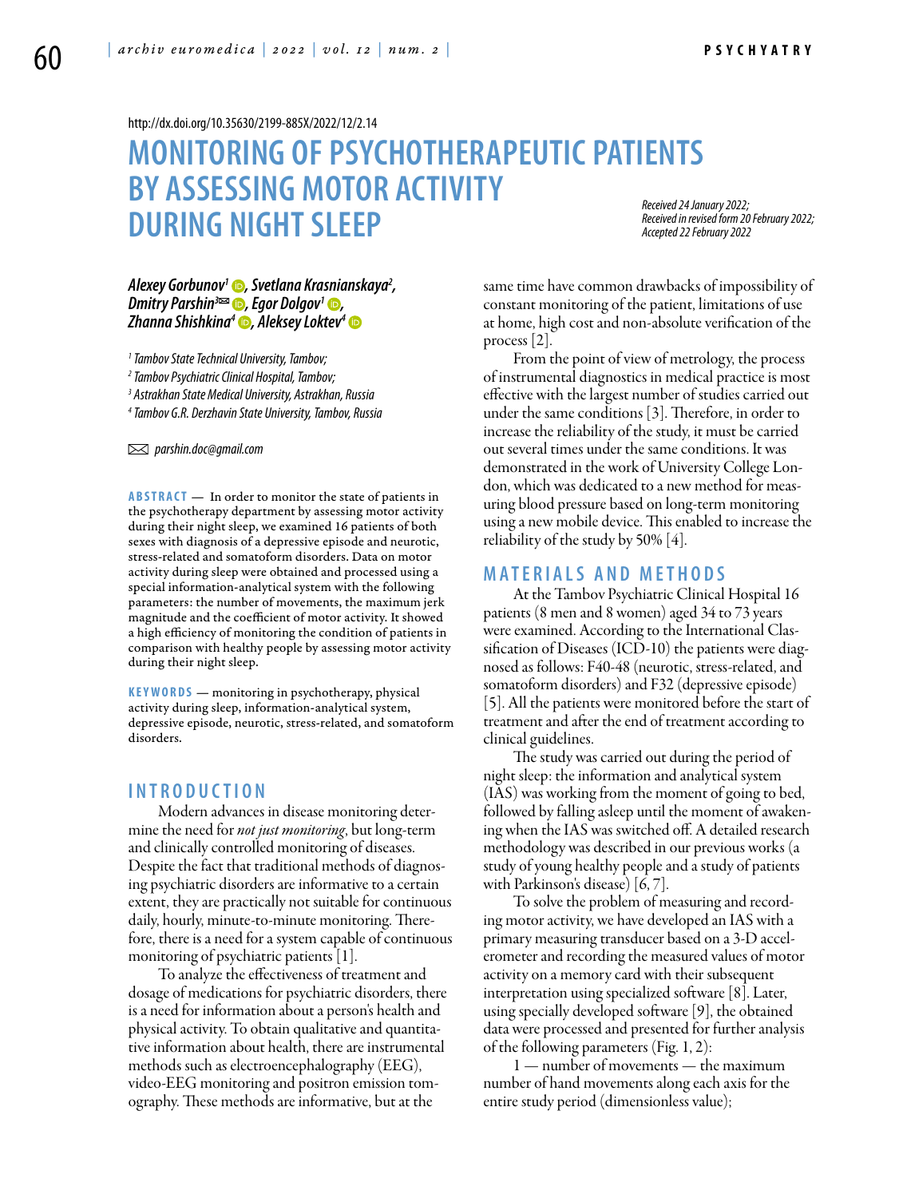http://dx.doi.org/10.35630/2199-885X/2022/12/2.14

# MONITORING OF PSYCHOTHERAPEUTIC PATIENTS BY ASSESSING MOTOR ACTIVITY DURING NIGHT SLEEP

*Received 24 January 2022;*
*Received in revised form 20 February 2022;*
*Accepted 22 February 2022*

***Alexey Gorbunov[1], Svetlana Krasnianskaya[2], Dmitry Parshin[3]✉, Egor Dolgov[1], Zhanna Shishkina[4], Aleksey Loktev[4]***

*[1] Tambov State Technical University, Tambov;*
*[2] Tambov Psychiatric Clinical Hospital, Tambov;*
*[3] Astrakhan State Medical University, Astrakhan, Russia*
*[4] Tambov G.R. Derzhavin State University, Tambov, Russia*

✉ *parshin.doc@gmail.com*

**ABSTRACT** — In order to monitor the state of patients in the psychotherapy department by assessing motor activity during their night sleep, we examined 16 patients of both sexes with diagnosis of a depressive episode and neurotic, stress-related and somatoform disorders. Data on motor activity during sleep were obtained and processed using a special information-analytical system with the following parameters: the number of movements, the maximum jerk magnitude and the coefficient of motor activity. It showed a high efficiency of monitoring the condition of patients in comparison with healthy people by assessing motor activity during their night sleep.

**KEYWORDS** — monitoring in psychotherapy, physical activity during sleep, information-analytical system, depressive episode, neurotic, stress-related, and somatoform disorders.

## INTRODUCTION

Modern advances in disease monitoring determine the need for *not just monitoring*, but long-term and clinically controlled monitoring of diseases. Despite the fact that traditional methods of diagnosing psychiatric disorders are informative to a certain extent, they are practically not suitable for continuous daily, hourly, minute-to-minute monitoring. Therefore, there is a need for a system capable of continuous monitoring of psychiatric patients [1].

To analyze the effectiveness of treatment and dosage of medications for psychiatric disorders, there is a need for information about a person's health and physical activity. To obtain qualitative and quantitative information about health, there are instrumental methods such as electroencephalography (EEG), video-EEG monitoring and positron emission tomography. These methods are informative, but at the same time have common drawbacks of impossibility of constant monitoring of the patient, limitations of use at home, high cost and non-absolute verification of the process [2].

From the point of view of metrology, the process of instrumental diagnostics in medical practice is most effective with the largest number of studies carried out under the same conditions [3]. Therefore, in order to increase the reliability of the study, it must be carried out several times under the same conditions. It was demonstrated in the work of University College London, which was dedicated to a new method for measuring blood pressure based on long-term monitoring using a new mobile device. This enabled to increase the reliability of the study by 50% [4].

## MATERIALS AND METHODS

At the Tambov Psychiatric Clinical Hospital 16 patients (8 men and 8 women) aged 34 to 73 years were examined. According to the International Classification of Diseases (ICD-10) the patients were diagnosed as follows: F40-48 (neurotic, stress-related, and somatoform disorders) and F32 (depressive episode) [5]. All the patients were monitored before the start of treatment and after the end of treatment according to clinical guidelines.

The study was carried out during the period of night sleep: the information and analytical system (IAS) was working from the moment of going to bed, followed by falling asleep until the moment of awakening when the IAS was switched off. A detailed research methodology was described in our previous works (a study of young healthy people and a study of patients with Parkinson's disease) [6, 7].

To solve the problem of measuring and recording motor activity, we have developed an IAS with a primary measuring transducer based on a 3-D accelerometer and recording the measured values of motor activity on a memory card with their subsequent interpretation using specialized software [8]. Later, using specially developed software [9], the obtained data were processed and presented for further analysis of the following parameters (Fig. 1, 2):

1 — number of movements — the maximum number of hand movements along each axis for the entire study period (dimensionless value);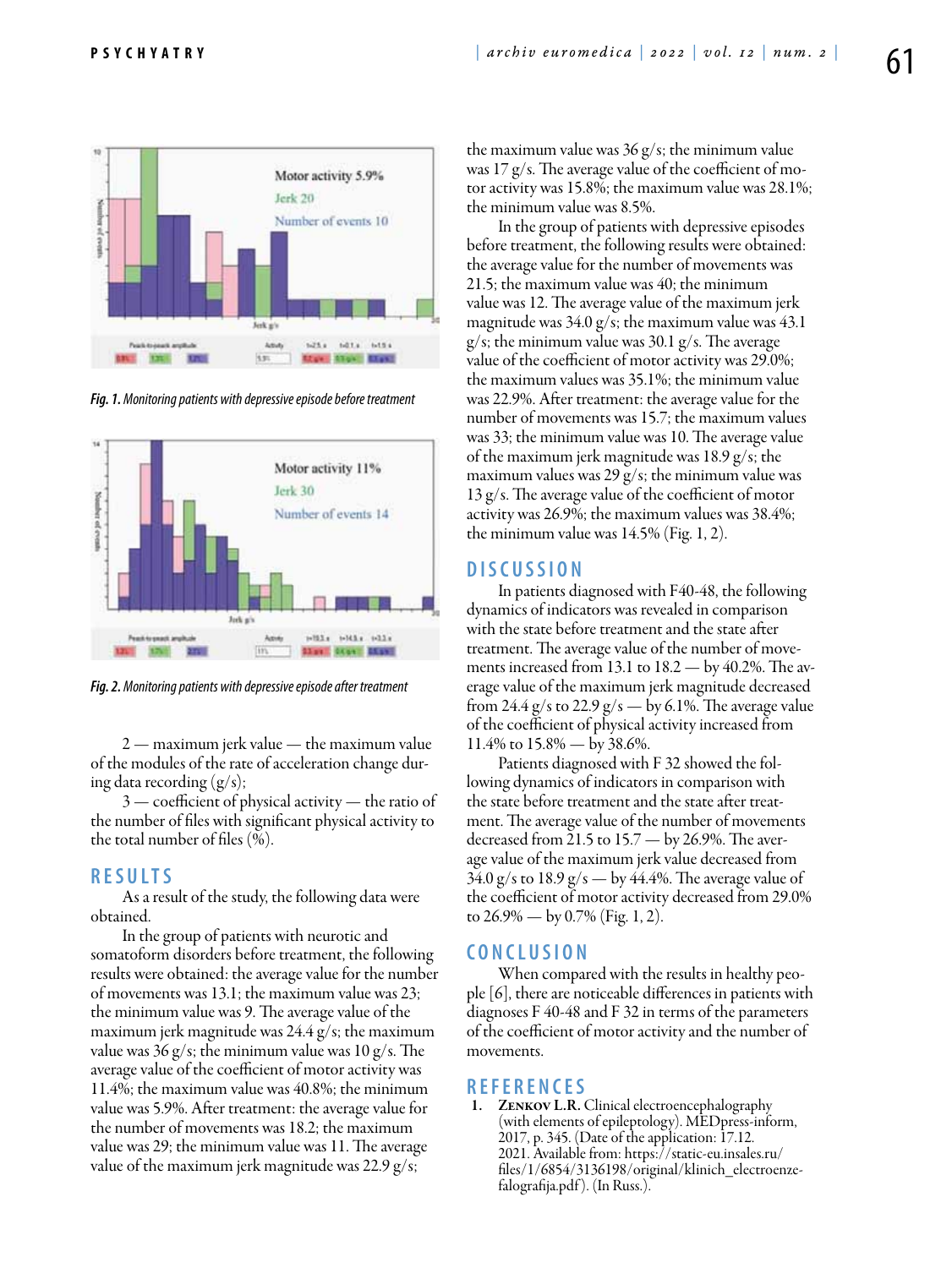*Fig. 1. Monitoring patients with depressive episode before treatment*

*Fig. 2. Monitoring patients with depressive episode after treatment*

2 — maximum jerk value — the maximum value of the modules of the rate of acceleration change during data recording (g/s);

3 — coefficient of physical activity — the ratio of the number of files with significant physical activity to the total number of files (%).

## RESULTS

As a result of the study, the following data were obtained.

In the group of patients with neurotic and somatoform disorders before treatment, the following results were obtained: the average value for the number of movements was 13.1; the maximum value was 23; the minimum value was 9. The average value of the maximum jerk magnitude was 24.4 g/s; the maximum value was 36 g/s; the minimum value was 10 g/s. The average value of the coefficient of motor activity was 11.4%; the maximum value was 40.8%; the minimum value was 5.9%. After treatment: the average value for the number of movements was 18.2; the maximum value was 29; the minimum value was 11. The average value of the maximum jerk magnitude was 22.9 g/s; the maximum value was 36 g/s; the minimum value was 17 g/s. The average value of the coefficient of motor activity was 15.8%; the maximum value was 28.1%; the minimum value was 8.5%.

In the group of patients with depressive episodes before treatment, the following results were obtained: the average value for the number of movements was 21.5; the maximum value was 40; the minimum value was 12. The average value of the maximum jerk magnitude was 34.0 g/s; the maximum value was 43.1 g/s; the minimum value was 30.1 g/s. The average value of the coefficient of motor activity was 29.0%; the maximum values was 35.1%; the minimum value was 22.9%. After treatment: the average value for the number of movements was 15.7; the maximum values was 33; the minimum value was 10. The average value of the maximum jerk magnitude was 18.9 g/s; the maximum values was 29 g/s; the minimum value was 13 g/s. The average value of the coefficient of motor activity was 26.9%; the maximum values was 38.4%; the minimum value was 14.5% (Fig. 1, 2).

## DISCUSSION

In patients diagnosed with F40-48, the following dynamics of indicators was revealed in comparison with the state before treatment and the state after treatment. The average value of the number of movements increased from 13.1 to 18.2 — by 40.2%. The average value of the maximum jerk magnitude decreased from 24.4 g/s to 22.9 g/s — by 6.1%. The average value of the coefficient of physical activity increased from 11.4% to 15.8% — by 38.6%.

Patients diagnosed with F 32 showed the following dynamics of indicators in comparison with the state before treatment and the state after treatment. The average value of the number of movements decreased from 21.5 to 15.7 — by 26.9%. The average value of the maximum jerk value decreased from 34.0 g/s to 18.9 g/s — by 44.4%. The average value of the coefficient of motor activity decreased from 29.0% to 26.9% — by 0.7% (Fig. 1, 2).

## CONCLUSION

When compared with the results in healthy people [6], there are noticeable differences in patients with diagnoses F 40-48 and F 32 in terms of the parameters of the coefficient of motor activity and the number of movements.

## REFERENCES

1. **Zenkov L.R.** Clinical electroencephalography (with elements of epileptology). MEDpress-inform, 2017, p. 345. (Date of the application: 17.12. 2021. Available from: https://static-eu.insales.ru/files/1/6854/3136198/original/klinich_electroenzefalografija.pdf). (In Russ.).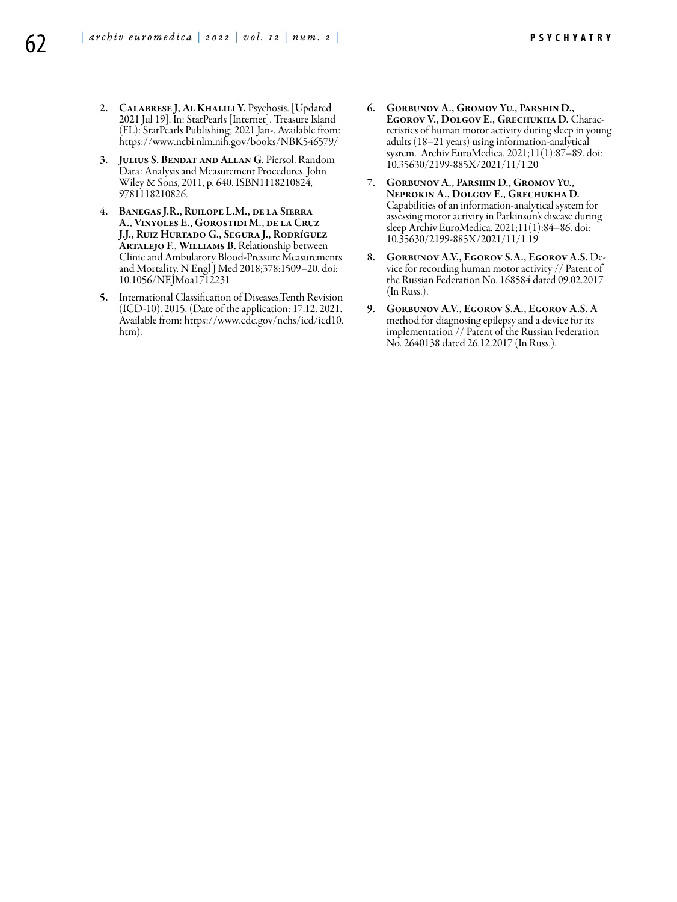2. **Calabrese J, Al Khalili Y.** Psychosis. [Updated 2021 Jul 19]. In: StatPearls [Internet]. Treasure Island (FL): StatPearls Publishing; 2021 Jan-. Available from: https://www.ncbi.nlm.nih.gov/books/NBK546579/

3. **Julius S. Bendat and Allan G.** Piersol. Random Data: Analysis and Measurement Procedures. John Wiley & Sons, 2011, p. 640. ISBN1118210824, 9781118210826.

4. **Banegas J.R., Ruilope L.M., de la Sierra A., Vinyoles E., Gorostidi M., de la Cruz J.J., Ruiz Hurtado G., Segura J., Rodríguez Artalejo F., Williams B.** Relationship between Clinic and Ambulatory Blood-Pressure Measurements and Mortality. N Engl J Med 2018;378:1509–20. doi: 10.1056/NEJMoa1712231

5. International Classification of Diseases,Tenth Revision (ICD-10). 2015. (Date of the application: 17.12. 2021. Available from: https://www.cdc.gov/nchs/icd/icd10.htm).

6. **Gorbunov A., Gromov Yu., Parshin D., Egorov V., Dolgov E., Grechukha D.** Characteristics of human motor activity during sleep in young adults (18–21 years) using information-analytical system. Archiv EuroMedica. 2021;11(1):87–89. doi: 10.35630/2199-885X/2021/11/1.20

7. **Gorbunov A., Parshin D., Gromov Yu., Neprokin A., Dolgov E., Grechukha D.** Capabilities of an information-analytical system for assessing motor activity in Parkinson's disease during sleep Archiv EuroMedica. 2021;11(1):84–86. doi: 10.35630/2199-885X/2021/11/1.19

8. **Gorbunov A.V., Egorov S.A., Egorov A.S.** Device for recording human motor activity // Patent of the Russian Federation No. 168584 dated 09.02.2017 (In Russ.).

9. **Gorbunov A.V., Egorov S.A., Egorov A.S.** A method for diagnosing epilepsy and a device for its implementation // Patent of the Russian Federation No. 2640138 dated 26.12.2017 (In Russ.).